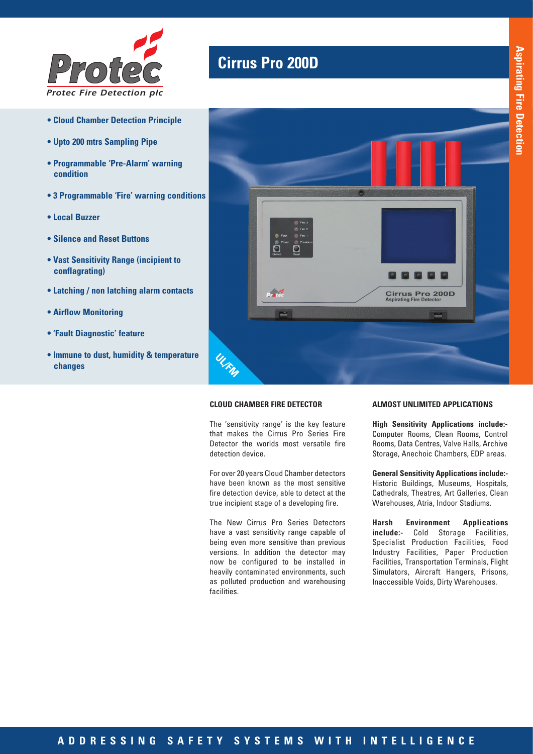Protec

Protec Fire Detection plc

# Cirrus Pro 200D

Aspirating Fire Detection

- **Cloud Chamber Detection Principle**
- **Upto 200 mtrs Sampling Pipe**
- **Programmable 'Pre-Alarm' warning condition**
- **3 Programmable 'Fire' warning conditions**
- **Local Buzzer**
- **Silence and Reset Buttons**
- **Vast Sensitivity Range (incipient to conflagrating)**
- **Latching / non latching alarm contacts**
- **Airflow Monitoring**
- **'Fault Diagnostic' feature**
- **Immune to dust, humidity & temperature changes**

UL/FM

## CLOUD CHAMBER FIRE DETECTOR

The 'sensitivity range' is the key feature that makes the Cirrus Pro Series Fire Detector the worlds most versatile fire detection device.

For over 20 years Cloud Chamber detectors have been known as the most sensitive fire detection device, able to detect at the true incipient stage of a developing fire.

The New Cirrus Pro Series Detectors have a vast sensitivity range capable of being even more sensitive than previous versions. In addition the detector may now be configured to be installed in heavily contaminated environments, such as polluted production and warehousing facilities.

## ALMOST UNLIMITED APPLICATIONS

**High Sensitivity Applications include:-** Computer Rooms, Clean Rooms, Control Rooms, Data Centres, Valve Halls, Archive Storage, Anechoic Chambers, EDP areas.

**General Sensitivity Applications include:-** Historic Buildings, Museums, Hospitals, Cathedrals, Theatres, Art Galleries, Clean Warehouses, Atria, Indoor Stadiums.

**Harsh Environment Applications include:-** Cold Storage Facilities, Specialist Production Facilities, Food Industry Facilities, Paper Production Facilities, Transportation Terminals, Flight Simulators, Aircraft Hangers, Prisons, Inaccessible Voids, Dirty Warehouses.

ADDRESSING SAFETY SYSTEMS WITH INTELLIGENCE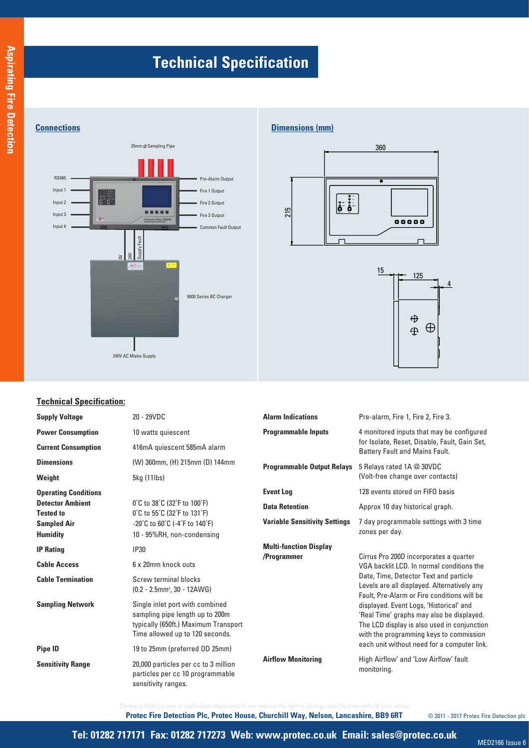# Technical Specification

## Connections

25mm Ø Sampling Pipe

RS485
Input 1
Input 2
Input 3
Input 4

Pre-Alarm Output
Fire 1 Output
Fire 2 Output
Fire 3 Output
Common Fault Output

0V
24V
Supply Fault

9000 Series BC Charger

240V AC Mains Supply

## Dimensions (mm)

360
215
15
125
4

### Technical Specification:

| | |
|---|---|
| **Supply Voltage** | 20 - 29VDC |
| **Power Consumption** | 10 watts quiescent |
| **Current Consumption** | 416mA quiescent 585mA alarm |
| **Dimensions** | (W) 360mm, (H) 215mm (D) 144mm |
| **Weight** | 5kg (11lbs) |
| **Operating Conditions** | |
| **Detector Ambient** | 0˚C to 38˚C (32˚F to 100˚F) |
| **Tested to** | 0˚C to 55˚C (32˚F to 131˚F) |
| **Sampled Air** | -20˚C to 60˚C (-4˚F to 140˚F) |
| **Humidity** | 10 - 95%RH, non-condensing |
| **IP Rating** | IP30 |
| **Cable Access** | 6 x 20mm knock outs |
| **Cable Termination** | Screw terminal blocks (0.2 - 2.5mm², 30 - 12AWG) |
| **Sampling Network** | Single inlet port with combined sampling pipe length up to 200m typically (650ft.) Maximum Transport Time allowed up to 120 seconds. |
| **Pipe ID** | 19 to 25mm (preferred OD 25mm) |
| **Sensitivity Range** | 20,000 particles per cc to 3 million particles per cc 10 programmable sensitivity ranges. |
| **Alarm Indications** | Pre-alarm, Fire 1, Fire 2, Fire 3. |
| **Programmable Inputs** | 4 monitored inputs that may be configured for Isolate, Reset, Disable, Fault, Gain Set, Battery Fault and Mains Fault. |
| **Programmable Output Relays** | 5 Relays rated 1A @ 30VDC (Volt-free change over contacts) |
| **Event Log** | 128 events stored on FIFO basis |
| **Data Retention** | Approx 10 day historical graph. |
| **Variable Sensitivity Settings** | 7 day programmable settings with 3 time zones per day. |
| **Multi-function Display /Programmer** | Cirrus Pro 200D incorporates a quarter VGA backlit LCD. In normal conditions the Date, Time, Detector Text and particle Levels are all displayed. Alternatively any Fault, Pre-Alarm or Fire conditions will be displayed. Event Logs, 'Historical' and 'Real Time' graphs may also be displayed. The LCD display is also used in conjunction with the programming keys to commission each unit without need for a computer link. |
| **Airflow Monitoring** | High Airflow' and 'Low Airflow' fault monitoring. |

Company Policy is one of continuous improvement, we reserve the right to change specification without prior notice

**Protec Fire Detection Plc, Protec House, Churchill Way, Nelson, Lancashire, BB9 6RT**

© 2011 - 2017 Protec Fire Detection plc

**Tel: 01282 717171 Fax: 01282 717273 Web: www.protec.co.uk Email: sales@protec.co.uk**

MED2166 Issue 6